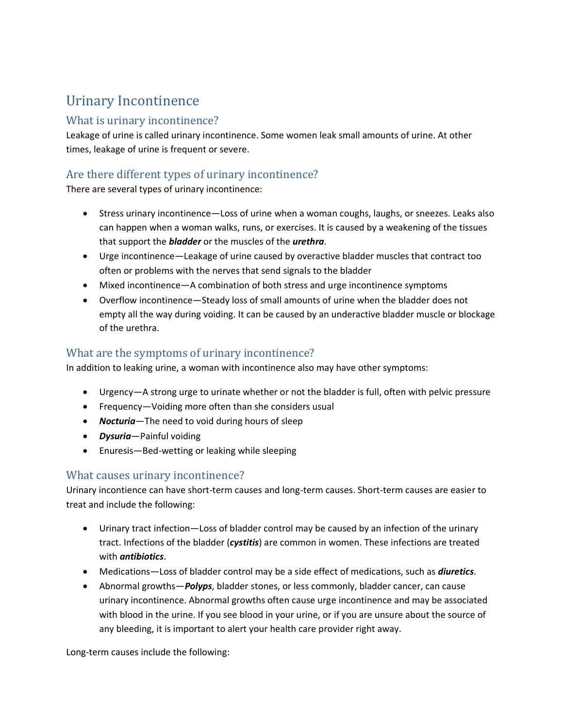# Urinary Incontinence

## What is urinary incontinence?

Leakage of urine is called urinary incontinence. Some women leak small amounts of urine. At other times, leakage of urine is frequent or severe.

## Are there different types of urinary incontinence?

There are several types of urinary incontinence:

- Stress urinary incontinence—Loss of urine when a woman coughs, laughs, or sneezes. Leaks also can happen when a woman walks, runs, or exercises. It is caused by a weakening of the tissues that support the ***bladder*** or the muscles of the ***urethra***.
- Urge incontinence—Leakage of urine caused by overactive bladder muscles that contract too often or problems with the nerves that send signals to the bladder
- Mixed incontinence—A combination of both stress and urge incontinence symptoms
- Overflow incontinence—Steady loss of small amounts of urine when the bladder does not empty all the way during voiding. It can be caused by an underactive bladder muscle or blockage of the urethra.

## What are the symptoms of urinary incontinence?

In addition to leaking urine, a woman with incontinence also may have other symptoms:

- Urgency—A strong urge to urinate whether or not the bladder is full, often with pelvic pressure
- Frequency—Voiding more often than she considers usual
- ***Nocturia***—The need to void during hours of sleep
- ***Dysuria***—Painful voiding
- Enuresis—Bed-wetting or leaking while sleeping

## What causes urinary incontinence?

Urinary incontinence can have short-term causes and long-term causes. Short-term causes are easier to treat and include the following:

- Urinary tract infection—Loss of bladder control may be caused by an infection of the urinary tract. Infections of the bladder (***cystitis***) are common in women. These infections are treated with ***antibiotics***.
- Medications—Loss of bladder control may be a side effect of medications, such as ***diuretics***.
- Abnormal growths—***Polyps***, bladder stones, or less commonly, bladder cancer, can cause urinary incontinence. Abnormal growths often cause urge incontinence and may be associated with blood in the urine. If you see blood in your urine, or if you are unsure about the source of any bleeding, it is important to alert your health care provider right away.

Long-term causes include the following: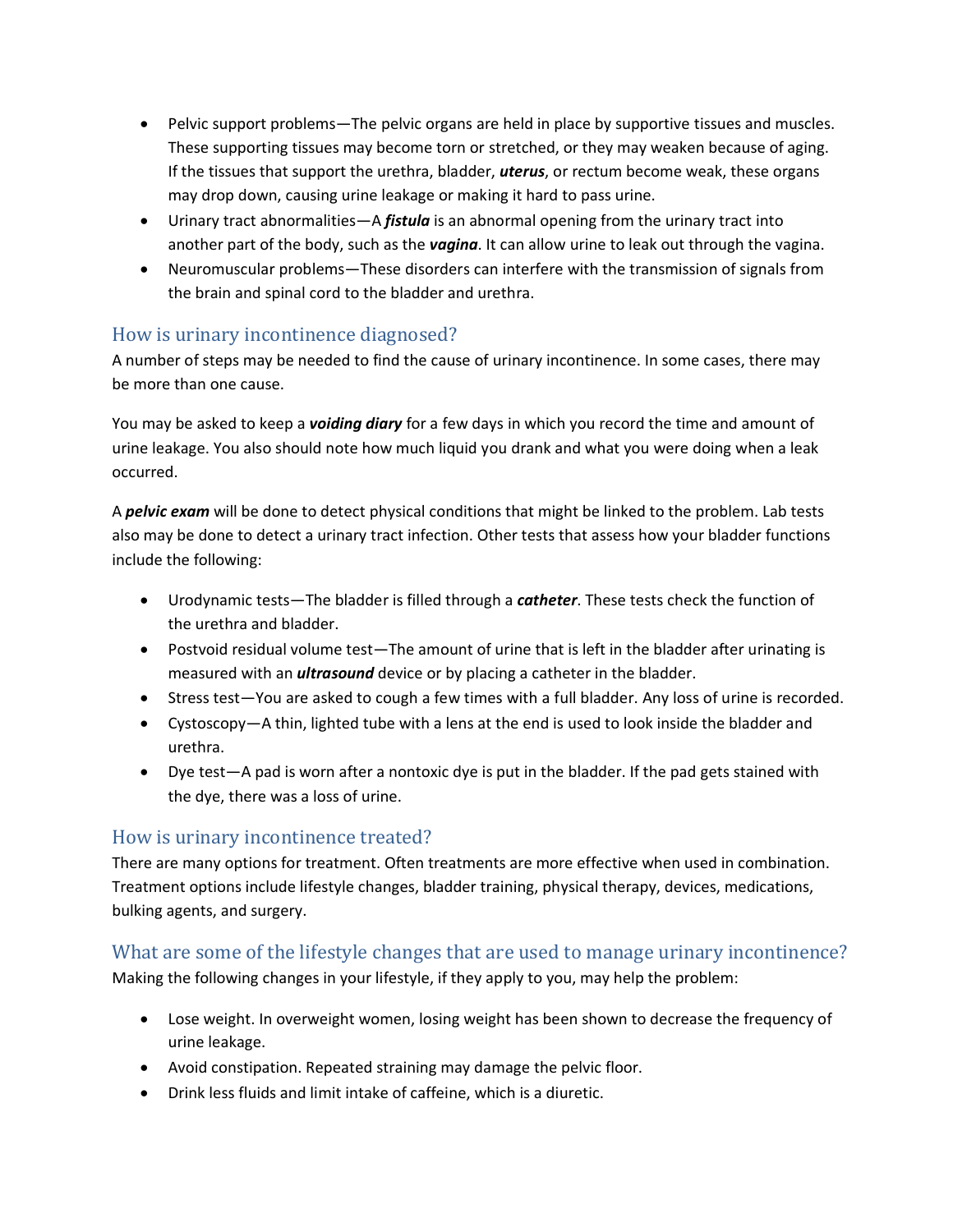- Pelvic support problems—The pelvic organs are held in place by supportive tissues and muscles. These supporting tissues may become torn or stretched, or they may weaken because of aging. If the tissues that support the urethra, bladder, ***uterus***, or rectum become weak, these organs may drop down, causing urine leakage or making it hard to pass urine.
- Urinary tract abnormalities—A ***fistula*** is an abnormal opening from the urinary tract into another part of the body, such as the ***vagina***. It can allow urine to leak out through the vagina.
- Neuromuscular problems—These disorders can interfere with the transmission of signals from the brain and spinal cord to the bladder and urethra.

## How is urinary incontinence diagnosed?

A number of steps may be needed to find the cause of urinary incontinence. In some cases, there may be more than one cause.

You may be asked to keep a ***voiding diary*** for a few days in which you record the time and amount of urine leakage. You also should note how much liquid you drank and what you were doing when a leak occurred.

A ***pelvic exam*** will be done to detect physical conditions that might be linked to the problem. Lab tests also may be done to detect a urinary tract infection. Other tests that assess how your bladder functions include the following:

- Urodynamic tests—The bladder is filled through a ***catheter***. These tests check the function of the urethra and bladder.
- Postvoid residual volume test—The amount of urine that is left in the bladder after urinating is measured with an ***ultrasound*** device or by placing a catheter in the bladder.
- Stress test—You are asked to cough a few times with a full bladder. Any loss of urine is recorded.
- Cystoscopy—A thin, lighted tube with a lens at the end is used to look inside the bladder and urethra.
- Dye test—A pad is worn after a nontoxic dye is put in the bladder. If the pad gets stained with the dye, there was a loss of urine.

## How is urinary incontinence treated?

There are many options for treatment. Often treatments are more effective when used in combination. Treatment options include lifestyle changes, bladder training, physical therapy, devices, medications, bulking agents, and surgery.

## What are some of the lifestyle changes that are used to manage urinary incontinence?

Making the following changes in your lifestyle, if they apply to you, may help the problem:

- Lose weight. In overweight women, losing weight has been shown to decrease the frequency of urine leakage.
- Avoid constipation. Repeated straining may damage the pelvic floor.
- Drink less fluids and limit intake of caffeine, which is a diuretic.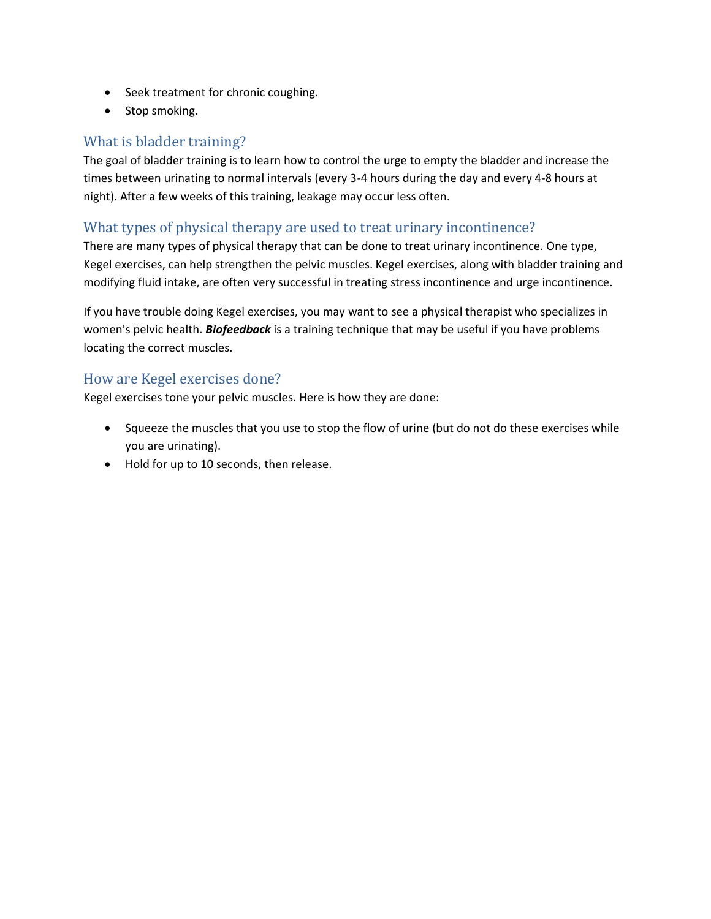- Seek treatment for chronic coughing.
- Stop smoking.

## What is bladder training?

The goal of bladder training is to learn how to control the urge to empty the bladder and increase the times between urinating to normal intervals (every 3-4 hours during the day and every 4-8 hours at night). After a few weeks of this training, leakage may occur less often.

## What types of physical therapy are used to treat urinary incontinence?

There are many types of physical therapy that can be done to treat urinary incontinence. One type, Kegel exercises, can help strengthen the pelvic muscles. Kegel exercises, along with bladder training and modifying fluid intake, are often very successful in treating stress incontinence and urge incontinence.

If you have trouble doing Kegel exercises, you may want to see a physical therapist who specializes in women's pelvic health. ***Biofeedback*** is a training technique that may be useful if you have problems locating the correct muscles.

## How are Kegel exercises done?

Kegel exercises tone your pelvic muscles. Here is how they are done:

- Squeeze the muscles that you use to stop the flow of urine (but do not do these exercises while you are urinating).
- Hold for up to 10 seconds, then release.